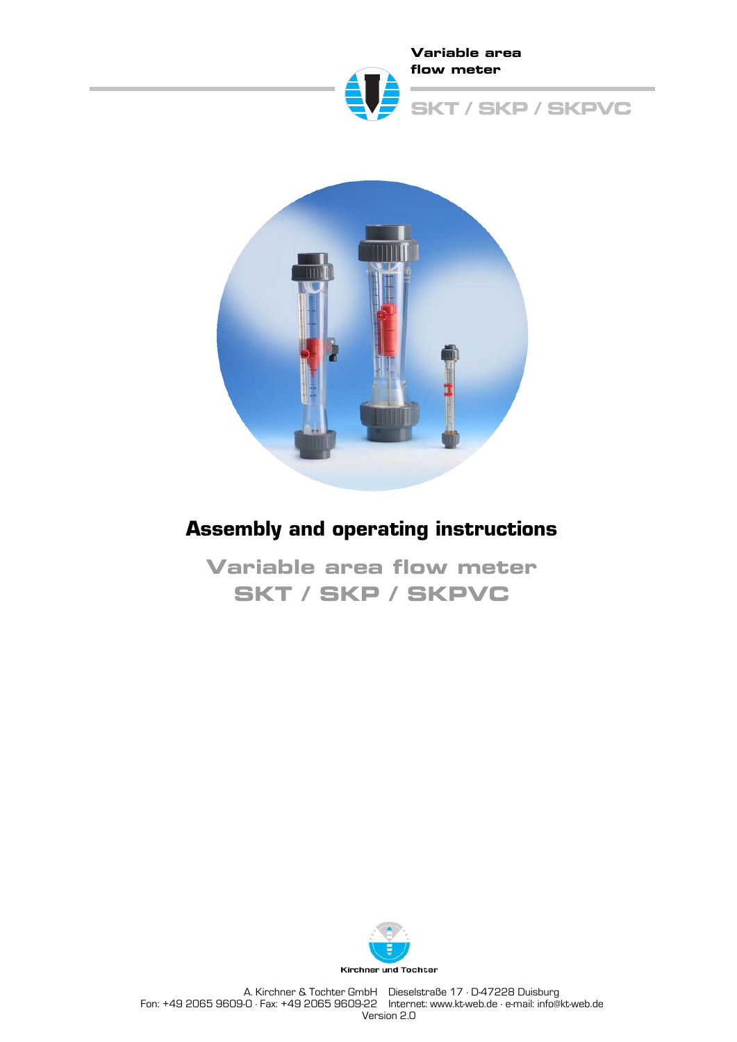Variable area flow meter

SKT / SKP / SKPVC

# Assembly and operating instructions

## Variable area flow meter
## SKT / SKP / SKPVC

Kirchner und Tochter

A. Kirchner & Tochter GmbH Dieselstraße 17 · D-47228 Duisburg
Fon: +49 2065 9609-0 · Fax: +49 2065 9609-22 Internet: www.kt-web.de · e-mail: info@kt-web.de
Version 2.0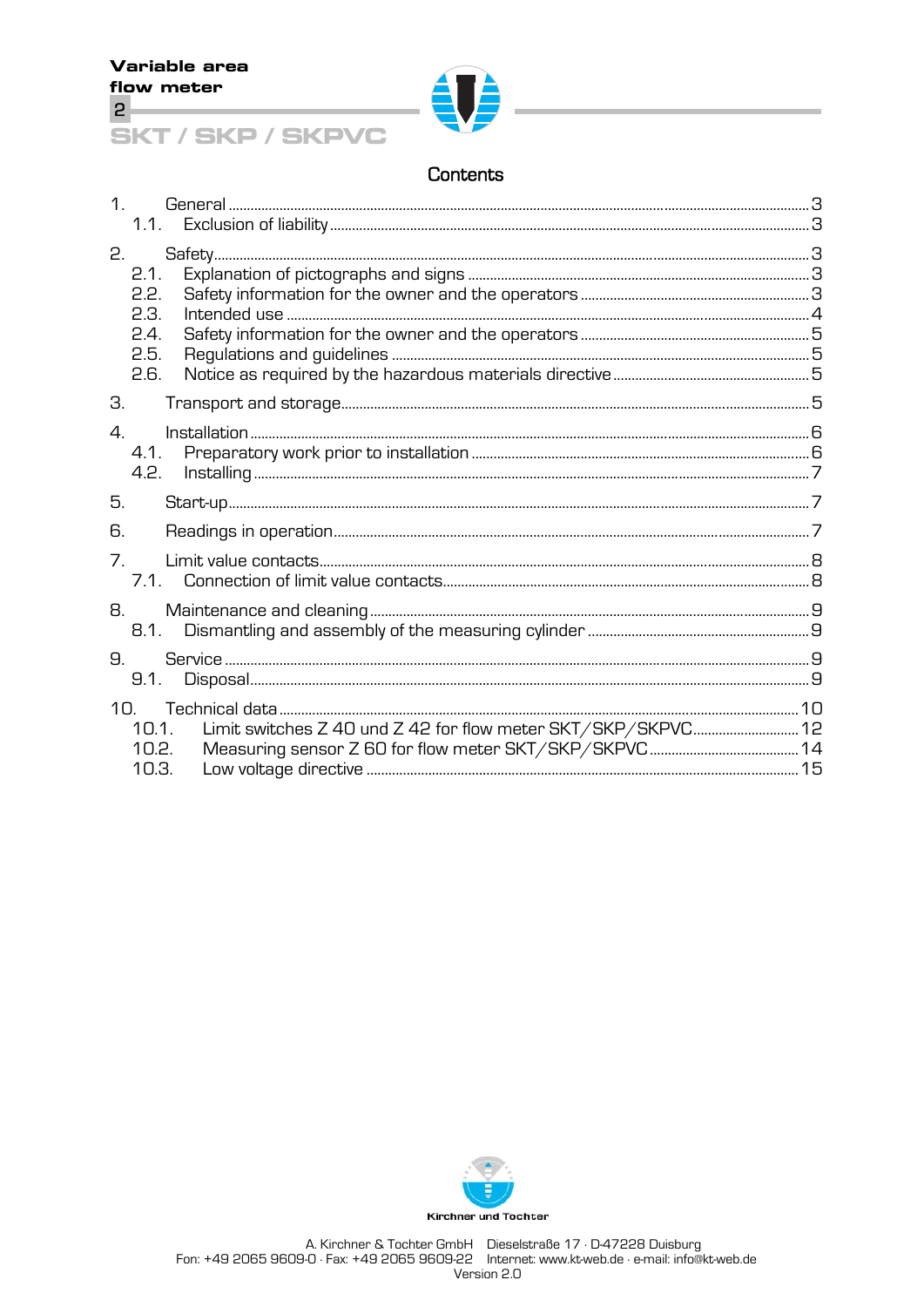# Contents

| | | |
|---|---|---|
| 1. | General | 3 |
| 1.1. | Exclusion of liability | 3 |
| 2. | Safety | 3 |
| 2.1. | Explanation of pictographs and signs | 3 |
| 2.2. | Safety information for the owner and the operators | 3 |
| 2.3. | Intended use | 4 |
| 2.4. | Safety information for the owner and the operators | 5 |
| 2.5. | Regulations and guidelines | 5 |
| 2.6. | Notice as required by the hazardous materials directive | 5 |
| 3. | Transport and storage | 5 |
| 4. | Installation | 6 |
| 4.1. | Preparatory work prior to installation | 6 |
| 4.2. | Installing | 7 |
| 5. | Start-up | 7 |
| 6. | Readings in operation | 7 |
| 7. | Limit value contacts | 8 |
| 7.1. | Connection of limit value contacts | 8 |
| 8. | Maintenance and cleaning | 9 |
| 8.1. | Dismantling and assembly of the measuring cylinder | 9 |
| 9. | Service | 9 |
| 9.1. | Disposal | 9 |
| 10. | Technical data | 10 |
| 10.1. | Limit switches Z 40 und Z 42 for flow meter SKT/SKP/SKPVC | 12 |
| 10.2. | Measuring sensor Z 60 for flow meter SKT/SKP/SKPVC | 14 |
| 10.3. | Low voltage directive | 15 |

Kirchner und Tochter

A. Kirchner & Tochter GmbH Dieselstraße 17 · D-47228 Duisburg
Fon: +49 2065 9609-0 · Fax: +49 2065 9609-22 Internet: www.kt-web.de · e-mail: info@kt-web.de
Version 2.0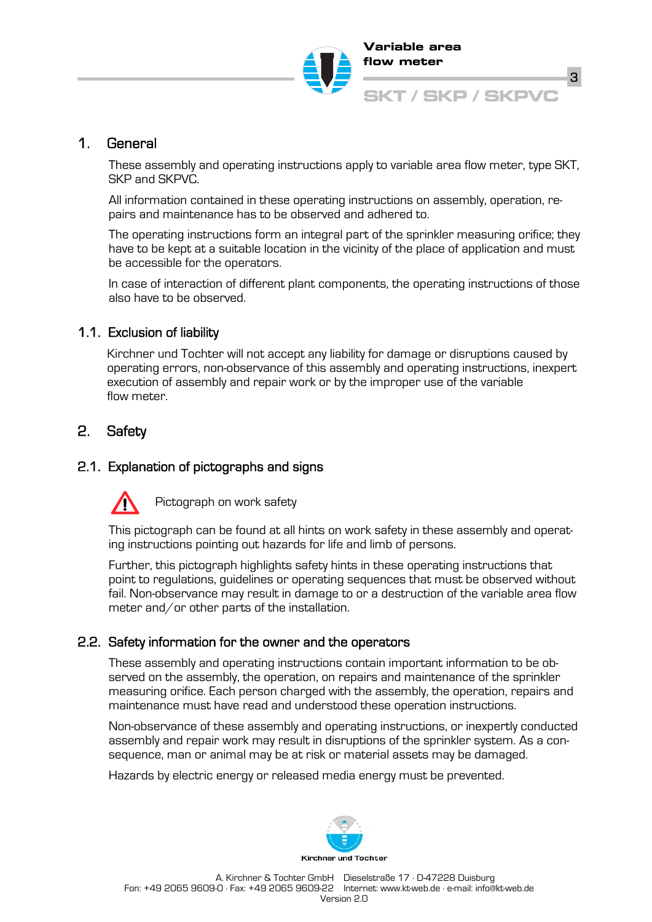# 1. General

These assembly and operating instructions apply to variable area flow meter, type SKT, SKP and SKPVC.

All information contained in these operating instructions on assembly, operation, repairs and maintenance has to be observed and adhered to.

The operating instructions form an integral part of the sprinkler measuring orifice; they have to be kept at a suitable location in the vicinity of the place of application and must be accessible for the operators.

In case of interaction of different plant components, the operating instructions of those also have to be observed.

## 1.1. Exclusion of liability

Kirchner und Tochter will not accept any liability for damage or disruptions caused by operating errors, non-observance of this assembly and operating instructions, inexpert execution of assembly and repair work or by the improper use of the variable flow meter.

# 2. Safety

## 2.1. Explanation of pictographs and signs

⚠ Pictograph on work safety

This pictograph can be found at all hints on work safety in these assembly and operating instructions pointing out hazards for life and limb of persons.

Further, this pictograph highlights safety hints in these operating instructions that point to regulations, guidelines or operating sequences that must be observed without fail. Non-observance may result in damage to or a destruction of the variable area flow meter and/or other parts of the installation.

## 2.2. Safety information for the owner and the operators

These assembly and operating instructions contain important information to be observed on the assembly, the operation, on repairs and maintenance of the sprinkler measuring orifice. Each person charged with the assembly, the operation, repairs and maintenance must have read and understood these operation instructions.

Non-observance of these assembly and operating instructions, or inexpertly conducted assembly and repair work may result in disruptions of the sprinkler system. As a consequence, man or animal may be at risk or material assets may be damaged.

Hazards by electric energy or released media energy must be prevented.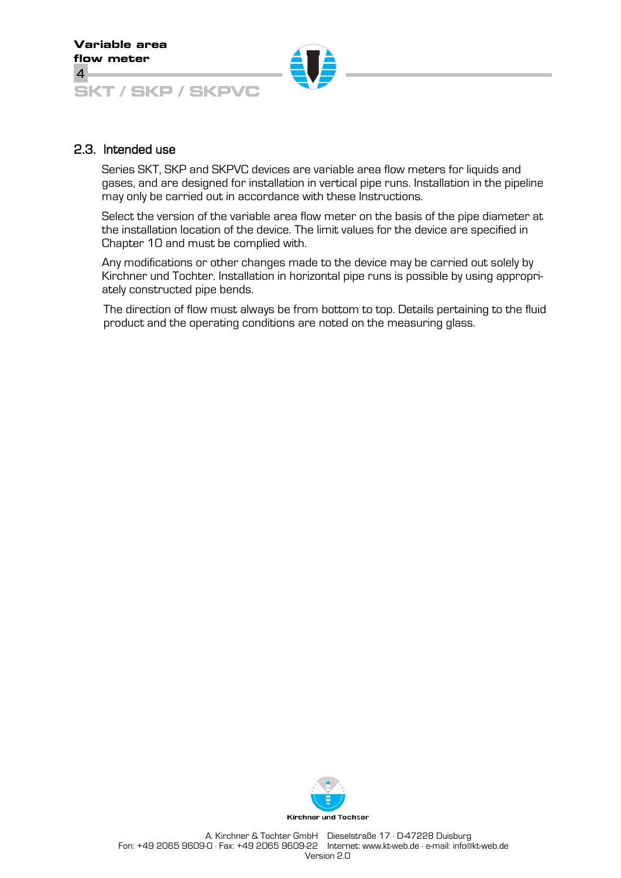## 2.3. Intended use

Series SKT, SKP and SKPVC devices are variable area flow meters for liquids and gases, and are designed for installation in vertical pipe runs. Installation in the pipeline may only be carried out in accordance with these Instructions.

Select the version of the variable area flow meter on the basis of the pipe diameter at the installation location of the device. The limit values for the device are specified in Chapter 10 and must be complied with.

Any modifications or other changes made to the device may be carried out solely by Kirchner und Tochter. Installation in horizontal pipe runs is possible by using appropriately constructed pipe bends.

The direction of flow must always be from bottom to top. Details pertaining to the fluid product and the operating conditions are noted on the measuring glass.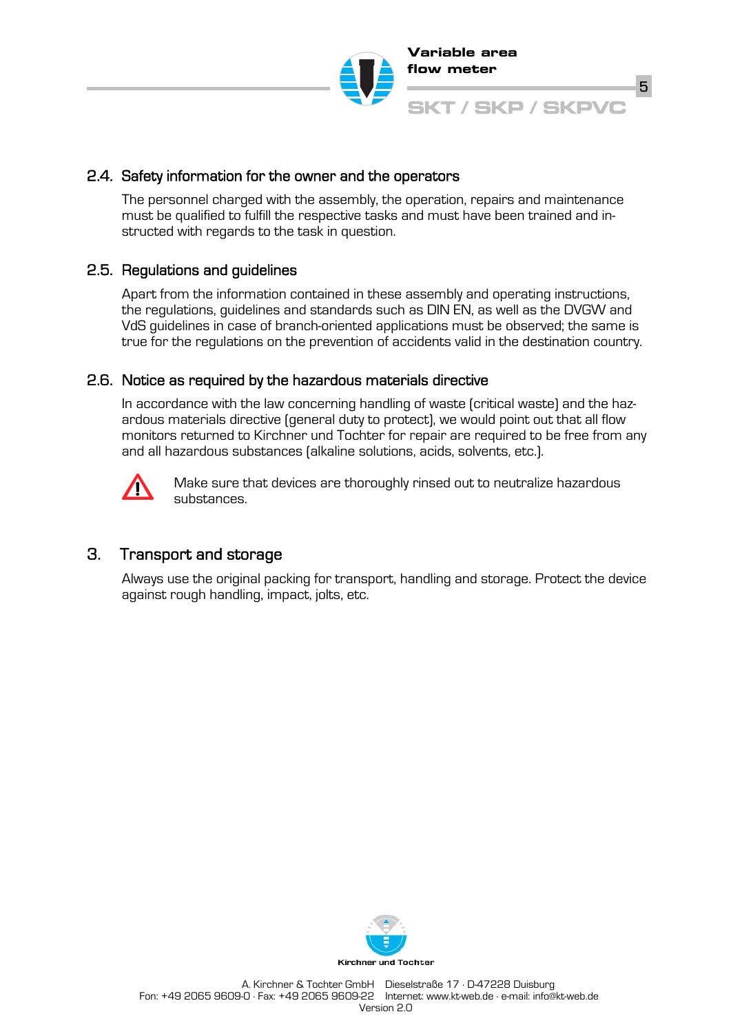## 2.4. Safety information for the owner and the operators

The personnel charged with the assembly, the operation, repairs and maintenance must be qualified to fulfill the respective tasks and must have been trained and instructed with regards to the task in question.

## 2.5. Regulations and guidelines

Apart from the information contained in these assembly and operating instructions, the regulations, guidelines and standards such as DIN EN, as well as the DVGW and VdS guidelines in case of branch-oriented applications must be observed; the same is true for the regulations on the prevention of accidents valid in the destination country.

## 2.6. Notice as required by the hazardous materials directive

In accordance with the law concerning handling of waste (critical waste) and the hazardous materials directive (general duty to protect), we would point out that all flow monitors returned to Kirchner und Tochter for repair are required to be free from any and all hazardous substances (alkaline solutions, acids, solvents, etc.).

⚠ Make sure that devices are thoroughly rinsed out to neutralize hazardous substances.

# 3. Transport and storage

Always use the original packing for transport, handling and storage. Protect the device against rough handling, impact, jolts, etc.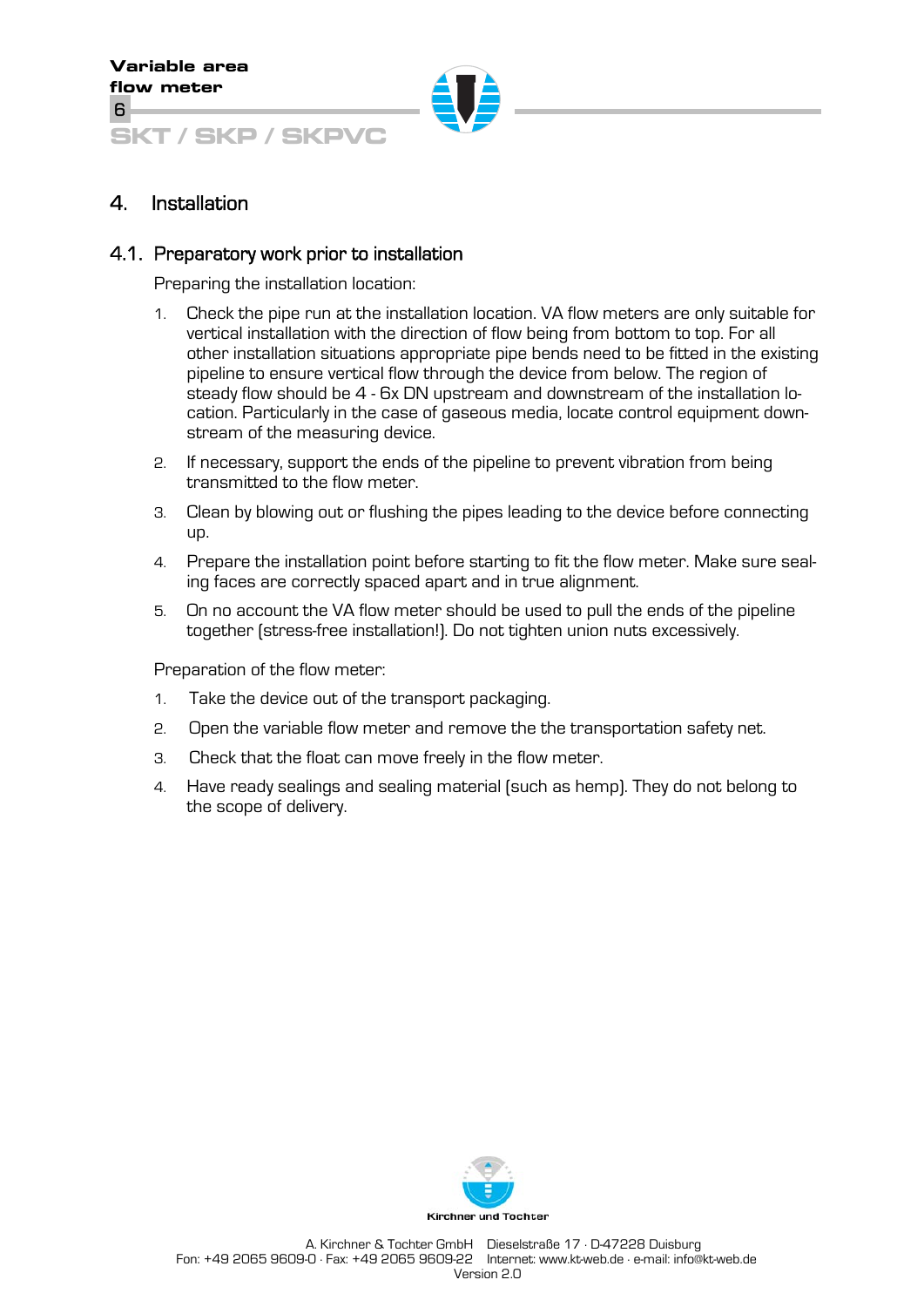# 4. Installation

## 4.1. Preparatory work prior to installation

Preparing the installation location:

1. Check the pipe run at the installation location. VA flow meters are only suitable for vertical installation with the direction of flow being from bottom to top. For all other installation situations appropriate pipe bends need to be fitted in the existing pipeline to ensure vertical flow through the device from below. The region of steady flow should be 4 - 6x DN upstream and downstream of the installation location. Particularly in the case of gaseous media, locate control equipment downstream of the measuring device.
2. If necessary, support the ends of the pipeline to prevent vibration from being transmitted to the flow meter.
3. Clean by blowing out or flushing the pipes leading to the device before connecting up.
4. Prepare the installation point before starting to fit the flow meter. Make sure sealing faces are correctly spaced apart and in true alignment.
5. On no account the VA flow meter should be used to pull the ends of the pipeline together (stress-free installation!). Do not tighten union nuts excessively.

Preparation of the flow meter:

1. Take the device out of the transport packaging.
2. Open the variable flow meter and remove the the transportation safety net.
3. Check that the float can move freely in the flow meter.
4. Have ready sealings and sealing material (such as hemp). They do not belong to the scope of delivery.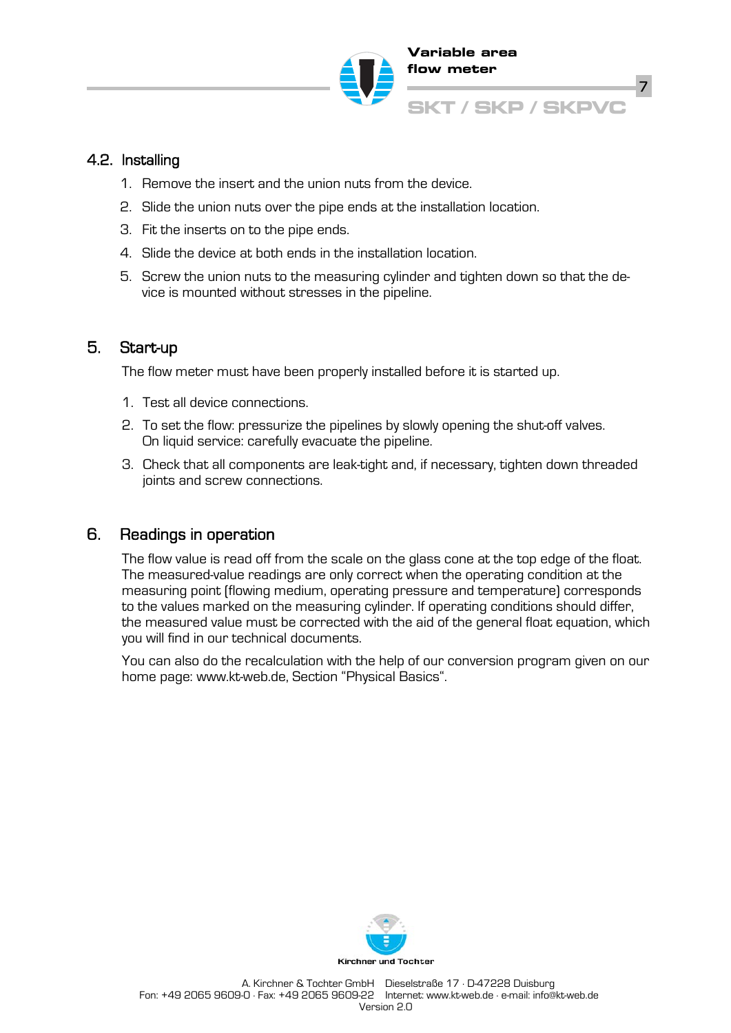## 4.2. Installing

1. Remove the insert and the union nuts from the device.
2. Slide the union nuts over the pipe ends at the installation location.
3. Fit the inserts on to the pipe ends.
4. Slide the device at both ends in the installation location.
5. Screw the union nuts to the measuring cylinder and tighten down so that the device is mounted without stresses in the pipeline.

# 5. Start-up

The flow meter must have been properly installed before it is started up.

1. Test all device connections.
2. To set the flow: pressurize the pipelines by slowly opening the shut-off valves. On liquid service: carefully evacuate the pipeline.
3. Check that all components are leak-tight and, if necessary, tighten down threaded joints and screw connections.

# 6. Readings in operation

The flow value is read off from the scale on the glass cone at the top edge of the float. The measured-value readings are only correct when the operating condition at the measuring point (flowing medium, operating pressure and temperature) corresponds to the values marked on the measuring cylinder. If operating conditions should differ, the measured value must be corrected with the aid of the general float equation, which you will find in our technical documents.

You can also do the recalculation with the help of our conversion program given on our home page: www.kt-web.de, Section “Physical Basics“.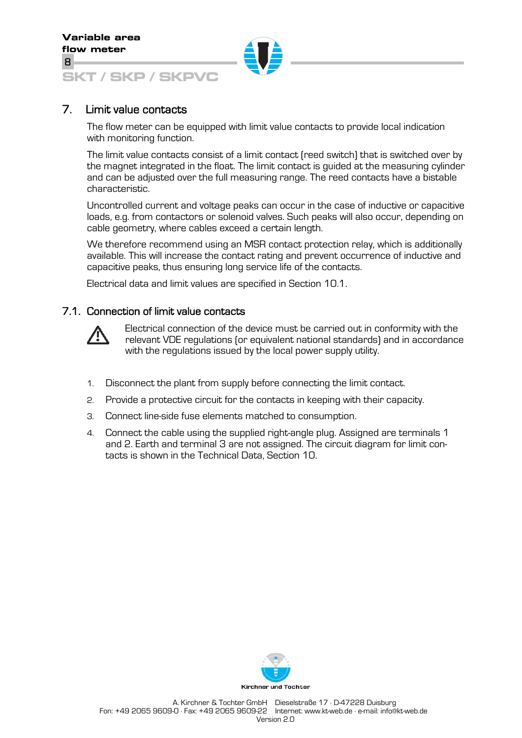## 7. Limit value contacts

The flow meter can be equipped with limit value contacts to provide local indication with monitoring function.

The limit value contacts consist of a limit contact (reed switch) that is switched over by the magnet integrated in the float. The limit contact is guided at the measuring cylinder and can be adjusted over the full measuring range. The reed contacts have a bistable characteristic.

Uncontrolled current and voltage peaks can occur in the case of inductive or capacitive loads, e.g. from contactors or solenoid valves. Such peaks will also occur, depending on cable geometry, where cables exceed a certain length.

We therefore recommend using an MSR contact protection relay, which is additionally available. This will increase the contact rating and prevent occurrence of inductive and capacitive peaks, thus ensuring long service life of the contacts.

Electrical data and limit values are specified in Section 10.1.

### 7.1. Connection of limit value contacts

⚠ Electrical connection of the device must be carried out in conformity with the relevant VDE regulations (or equivalent national standards) and in accordance with the regulations issued by the local power supply utility.

1. Disconnect the plant from supply before connecting the limit contact.
2. Provide a protective circuit for the contacts in keeping with their capacity.
3. Connect line-side fuse elements matched to consumption.
4. Connect the cable using the supplied right-angle plug. Assigned are terminals 1 and 2. Earth and terminal 3 are not assigned. The circuit diagram for limit contacts is shown in the Technical Data, Section 10.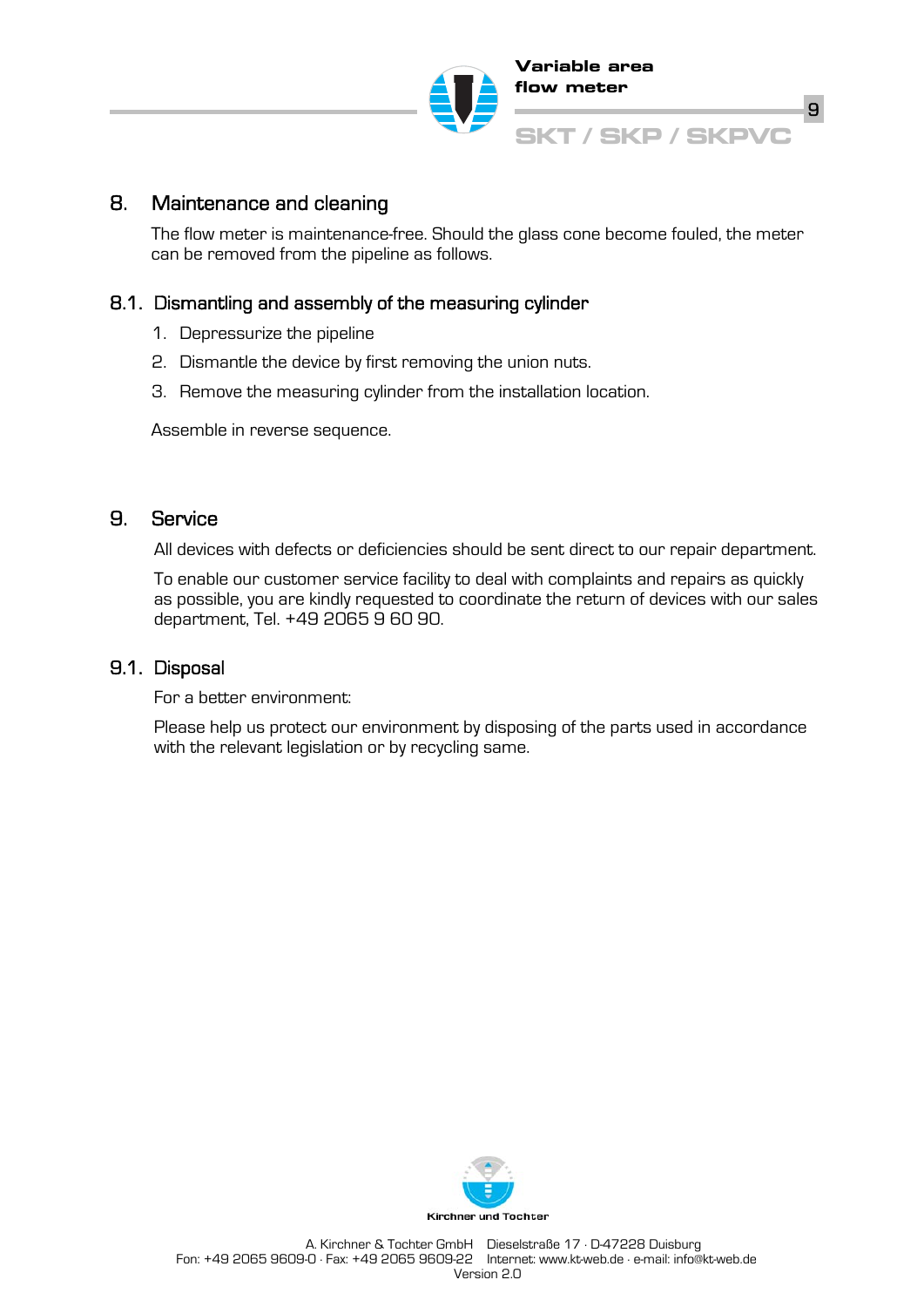## 8. Maintenance and cleaning

The flow meter is maintenance-free. Should the glass cone become fouled, the meter can be removed from the pipeline as follows.

### 8.1. Dismantling and assembly of the measuring cylinder

1. Depressurize the pipeline
2. Dismantle the device by first removing the union nuts.
3. Remove the measuring cylinder from the installation location.

Assemble in reverse sequence.

## 9. Service

All devices with defects or deficiencies should be sent direct to our repair department.

To enable our customer service facility to deal with complaints and repairs as quickly as possible, you are kindly requested to coordinate the return of devices with our sales department, Tel. +49 2065 9 60 90.

### 9.1. Disposal

For a better environment:

Please help us protect our environment by disposing of the parts used in accordance with the relevant legislation or by recycling same.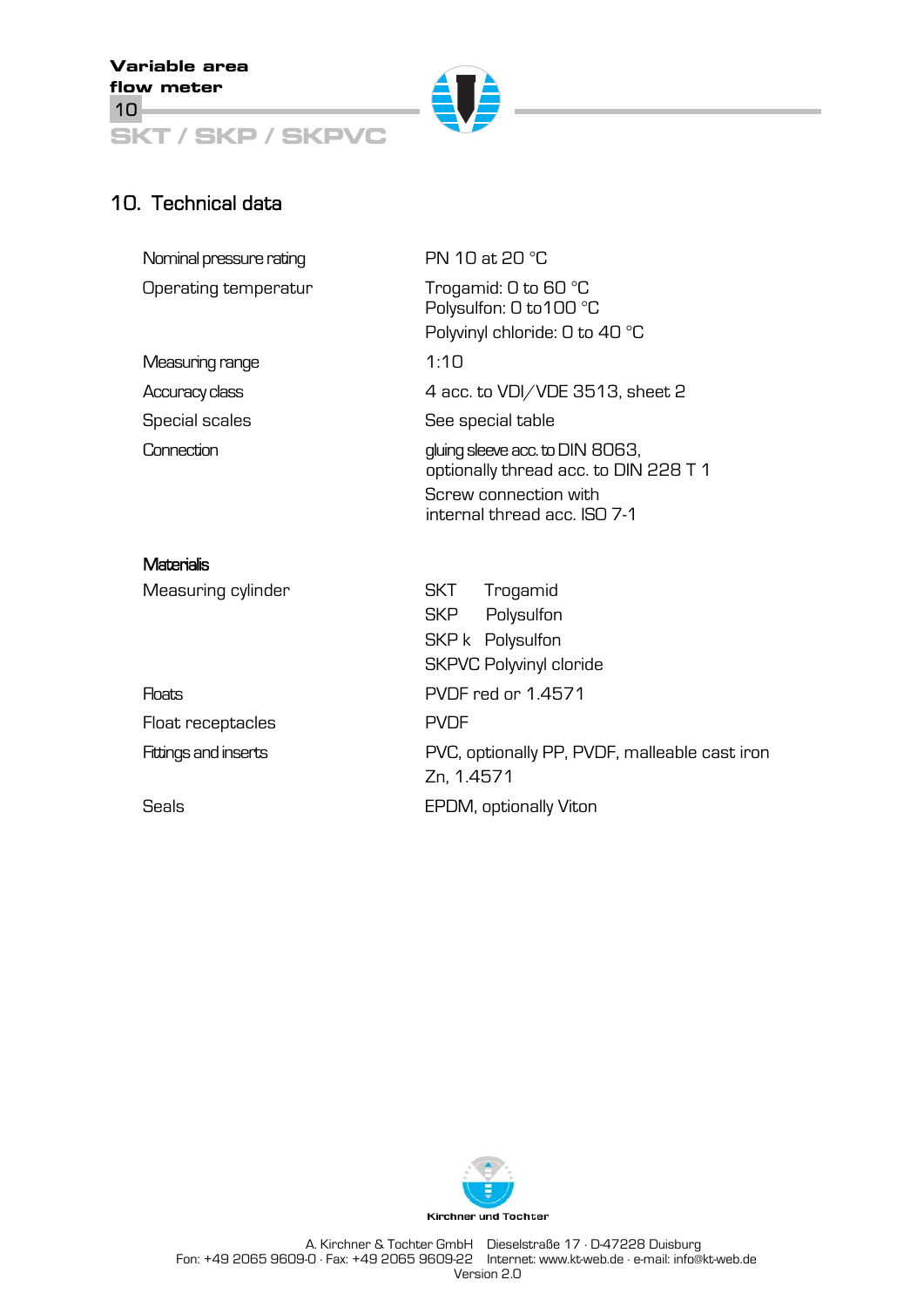## 10. Technical data

| | |
|---|---|
| Nominal pressure rating | PN 10 at 20 °C |
| Operating temperatur | Trogamid: 0 to 60 °C<br>Polysulfon: 0 to100 °C<br>Polyvinyl chloride: 0 to 40 °C |
| Measuring range | 1:10 |
| Accuracy class | 4 acc. to VDI/VDE 3513, sheet 2 |
| Special scales | See special table |
| Connection | gluing sleeve acc. to DIN 8063,<br>optionally thread acc. to DIN 228 T 1<br>Screw connection with<br>internal thread acc. ISO 7-1 |

**Materialis**

| | |
|---|---|
| Measuring cylinder | SKT Trogamid<br>SKP Polysulfon<br>SKP k Polysulfon<br>SKPVC Polyvinyl cloride |
| Floats | PVDF red or 1.4571 |
| Float receptacles | PVDF |
| Fittings and inserts | PVC, optionally PP, PVDF, malleable cast iron Zn, 1.4571 |
| Seals | EPDM, optionally Viton |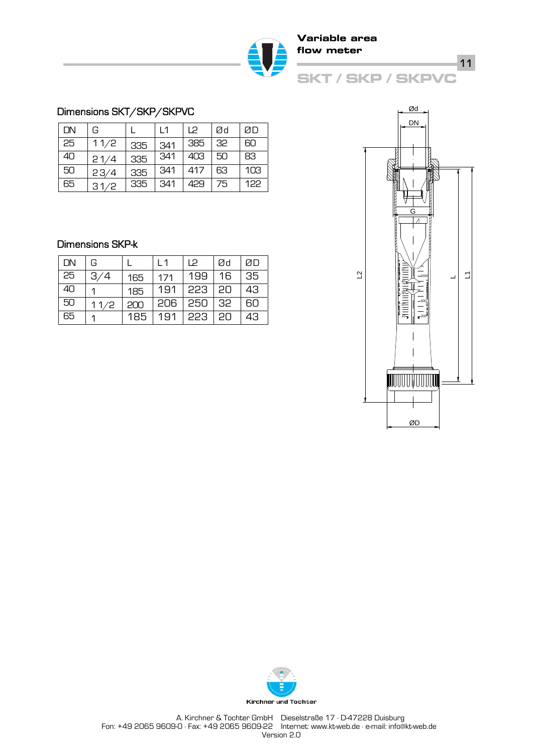## Dimensions SKT/SKP/SKPVC

| DN | G | L | L1 | L2 | Ød | ØD |
|---|---|---|---|---|---|---|
| 25 | 1 1/2 | 335 | 341 | 385 | 32 | 60 |
| 40 | 2 1/4 | 335 | 341 | 403 | 50 | 83 |
| 50 | 2 3/4 | 335 | 341 | 417 | 63 | 103 |
| 65 | 3 1/2 | 335 | 341 | 429 | 75 | 122 |

## Dimensions SKP-k

| DN | G | L | L1 | L2 | Ød | ØD |
|---|---|---|---|---|---|---|
| 25 | 3/4 | 165 | 171 | 199 | 16 | 35 |
| 40 | 1 | 185 | 191 | 223 | 20 | 43 |
| 50 | 1 1/2 | 200 | 206 | 250 | 32 | 60 |
| 65 | 1 | 185 | 191 | 223 | 20 | 43 |

A. Kirchner & Tochter GmbH Dieselstraße 17 · D-47228 Duisburg
Fon: +49 2065 9609-0 · Fax: +49 2065 9609-22 Internet: www.kt-web.de · e-mail: info@kt-web.de
Version 2.0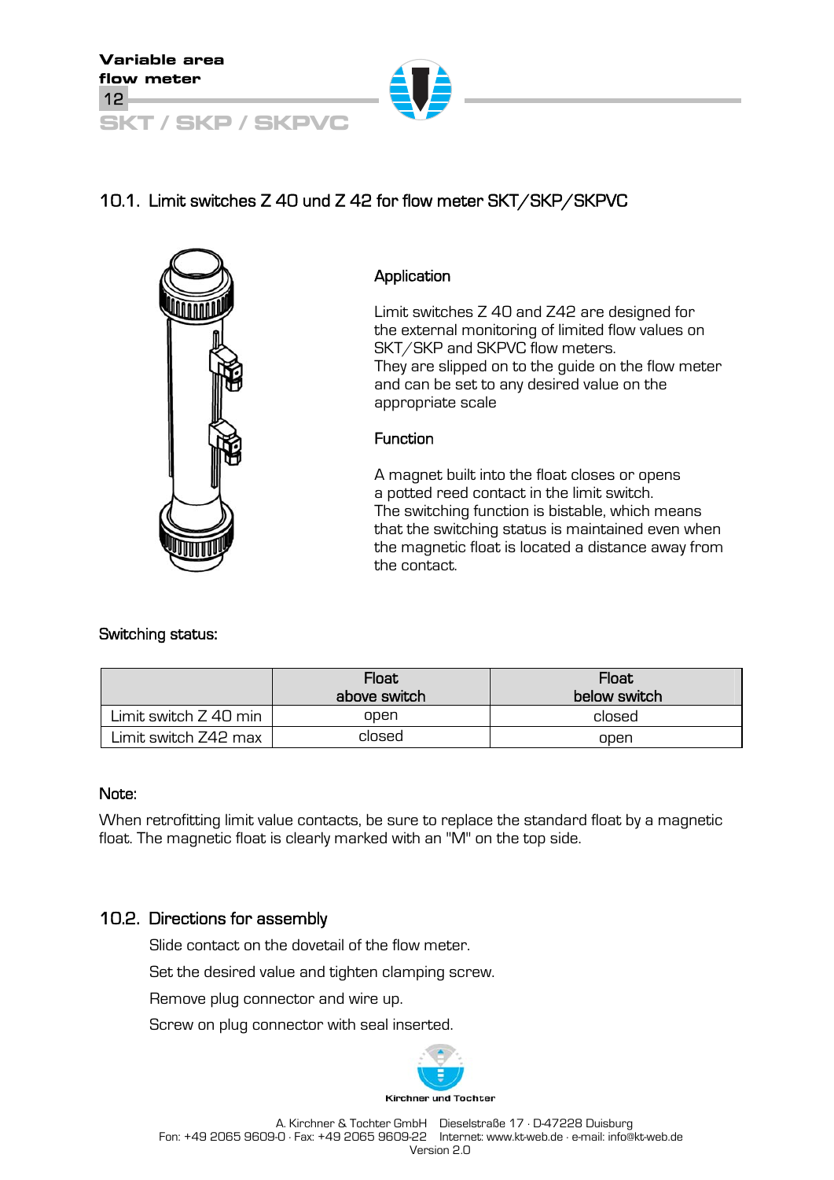## 10.1. Limit switches Z 40 und Z 42 for flow meter SKT/SKP/SKPVC

### Application

Limit switches Z 40 and Z42 are designed for the external monitoring of limited flow values on SKT/SKP and SKPVC flow meters.
They are slipped on to the guide on the flow meter and can be set to any desired value on the appropriate scale

### Function

A magnet built into the float closes or opens a potted reed contact in the limit switch.
The switching function is bistable, which means that the switching status is maintained even when the magnetic float is located a distance away from the contact.

Switching status:

| | Float above switch | Float below switch |
|---|---|---|
| Limit switch Z 40 min | open | closed |
| Limit switch Z42 max | closed | open |

Note:

When retrofitting limit value contacts, be sure to replace the standard float by a magnetic float. The magnetic float is clearly marked with an "M" on the top side.

## 10.2. Directions for assembly

Slide contact on the dovetail of the flow meter.

Set the desired value and tighten clamping screw.

Remove plug connector and wire up.

Screw on plug connector with seal inserted.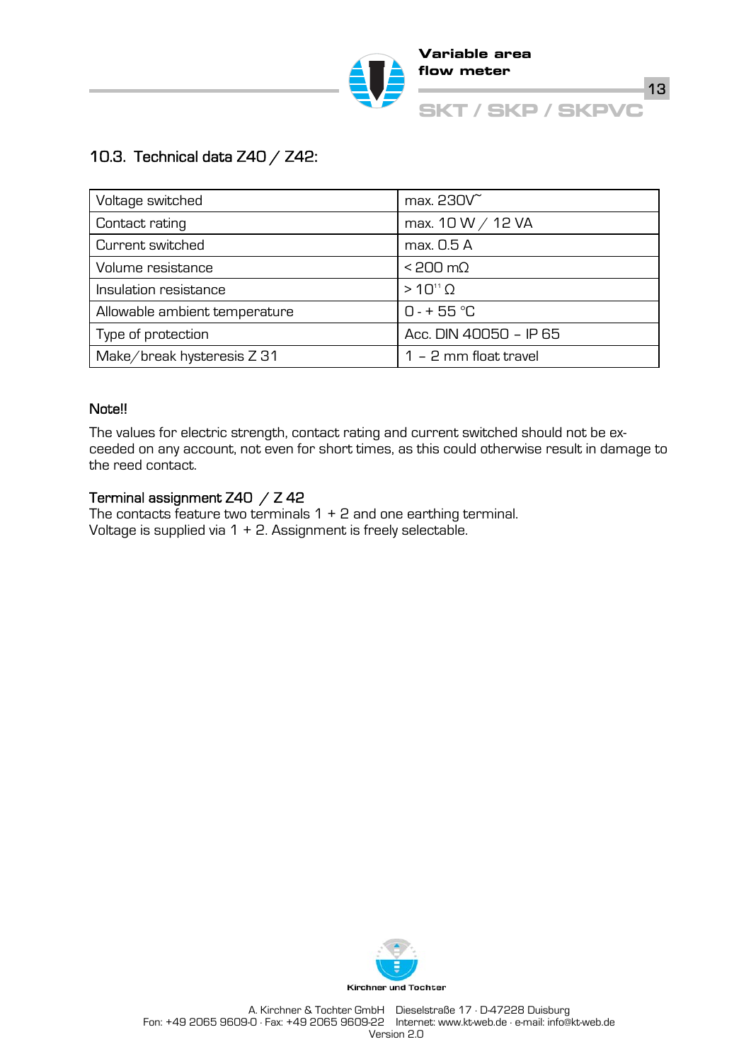## 10.3. Technical data Z40 / Z42:

| Voltage switched | max. 230V~ |
|---|---|
| Contact rating | max. 10 W / 12 VA |
| Current switched | max. 0.5 A |
| Volume resistance | < 200 mΩ |
| Insulation resistance | > $10^{11}$ Ω |
| Allowable ambient temperature | 0 - + 55 °C |
| Type of protection | Acc. DIN 40050 – IP 65 |
| Make/break hysteresis Z 31 | 1 – 2 mm float travel |

**Note!!**

The values for electric strength, contact rating and current switched should not be exceeded on any account, not even for short times, as this could otherwise result in damage to the reed contact.

**Terminal assignment Z40 / Z 42**

The contacts feature two terminals 1 + 2 and one earthing terminal.
Voltage is supplied via 1 + 2. Assignment is freely selectable.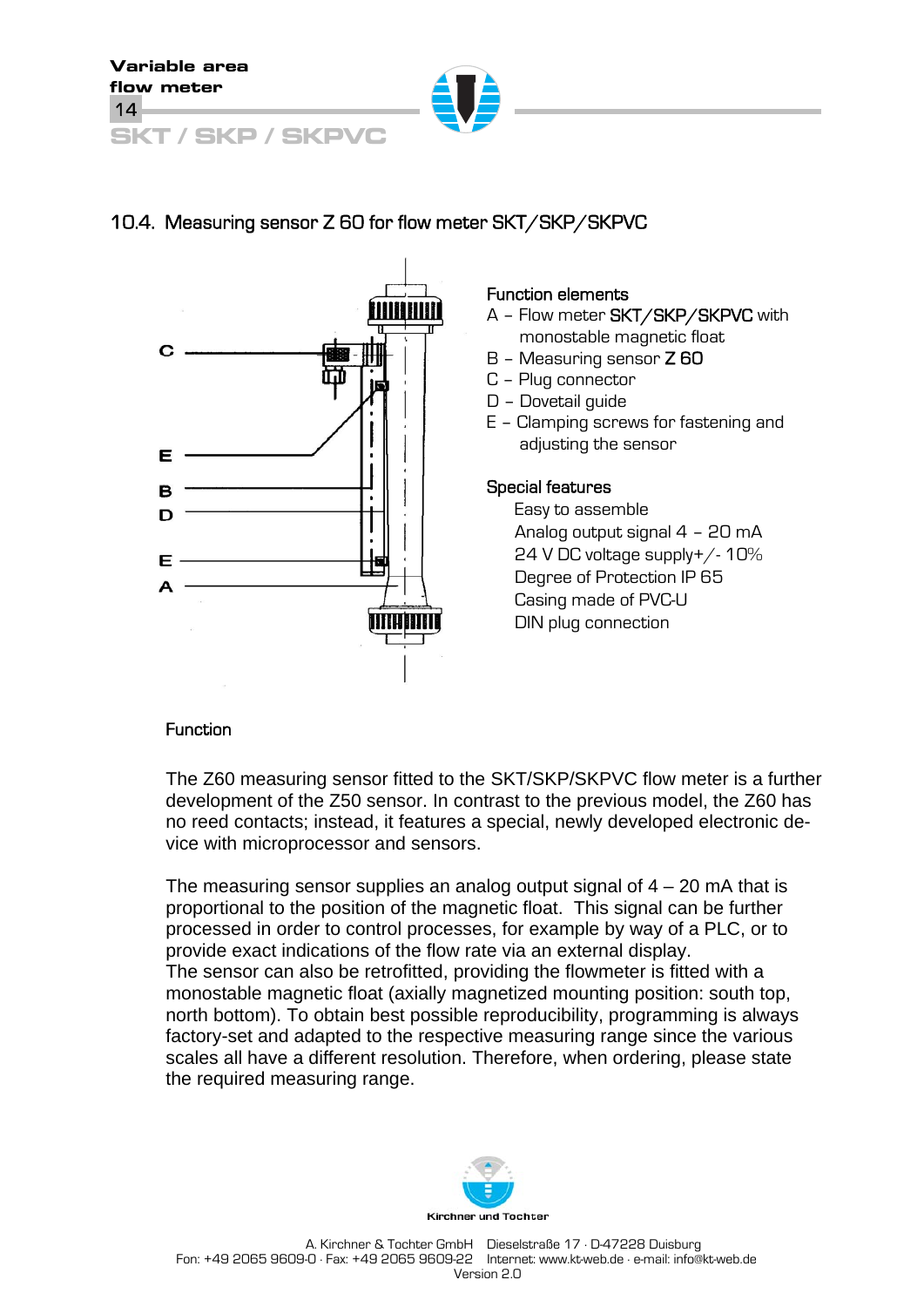## 10.4. Measuring sensor Z 60 for flow meter SKT/SKP/SKPVC

### Function elements

A – Flow meter SKT/SKP/SKPVC with monostable magnetic float
B – Measuring sensor Z 60
C – Plug connector
D – Dovetail guide
E – Clamping screws for fastening and adjusting the sensor

### Special features

Easy to assemble
Analog output signal 4 – 20 mA
24 V DC voltage supply+/- 10%
Degree of Protection IP 65
Casing made of PVC-U
DIN plug connection

### Function

The Z60 measuring sensor fitted to the SKT/SKP/SKPVC flow meter is a further development of the Z50 sensor. In contrast to the previous model, the Z60 has no reed contacts; instead, it features a special, newly developed electronic device with microprocessor and sensors.

The measuring sensor supplies an analog output signal of 4 – 20 mA that is proportional to the position of the magnetic float. This signal can be further processed in order to control processes, for example by way of a PLC, or to provide exact indications of the flow rate via an external display.
The sensor can also be retrofitted, providing the flowmeter is fitted with a monostable magnetic float (axially magnetized mounting position: south top, north bottom). To obtain best possible reproducibility, programming is always factory-set and adapted to the respective measuring range since the various scales all have a different resolution. Therefore, when ordering, please state the required measuring range.

A. Kirchner & Tochter GmbH Dieselstraße 17 · D-47228 Duisburg
Fon: +49 2065 9609-0 · Fax: +49 2065 9609-22 Internet: www.kt-web.de · e-mail: info@kt-web.de
Version 2.0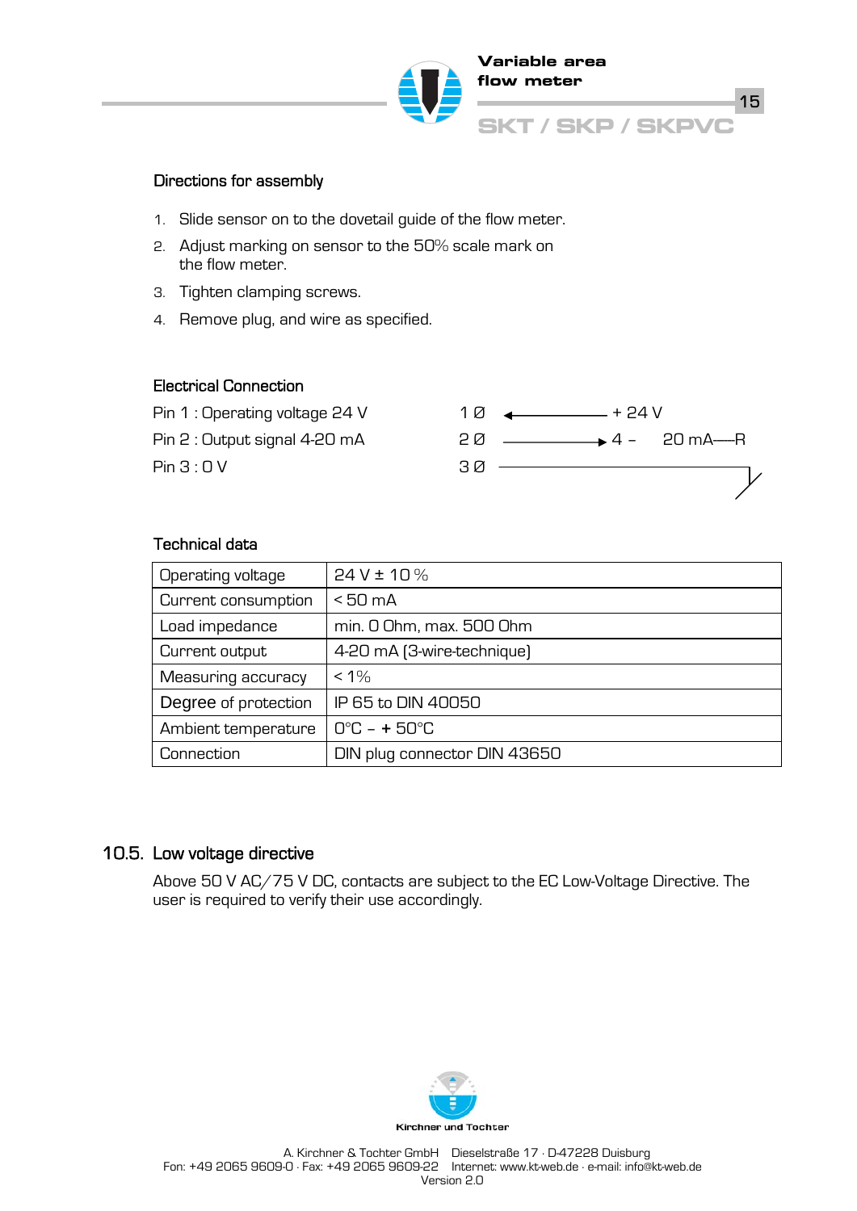### Directions for assembly

1. Slide sensor on to the dovetail guide of the flow meter.
2. Adjust marking on sensor to the 50% scale mark on the flow meter.
3. Tighten clamping screws.
4. Remove plug, and wire as specified.

### Electrical Connection

Pin 1 : Operating voltage 24 V — 1 Ø ← + 24 V

Pin 2 : Output signal 4-20 mA — 2 Ø → 4 – 20 mA—R

Pin 3 : 0 V — 3 Ø

### Technical data

| Operating voltage | 24 V ± 10 % |
|---|---|
| Current consumption | < 50 mA |
| Load impedance | min. 0 Ohm, max. 500 Ohm |
| Current output | 4-20 mA (3-wire-technique) |
| Measuring accuracy | < 1% |
| Degree of protection | IP 65 to DIN 40050 |
| Ambient temperature | 0°C – + 50°C |
| Connection | DIN plug connector DIN 43650 |

## 10.5. Low voltage directive

Above 50 V AC/75 V DC, contacts are subject to the EC Low-Voltage Directive. The user is required to verify their use accordingly.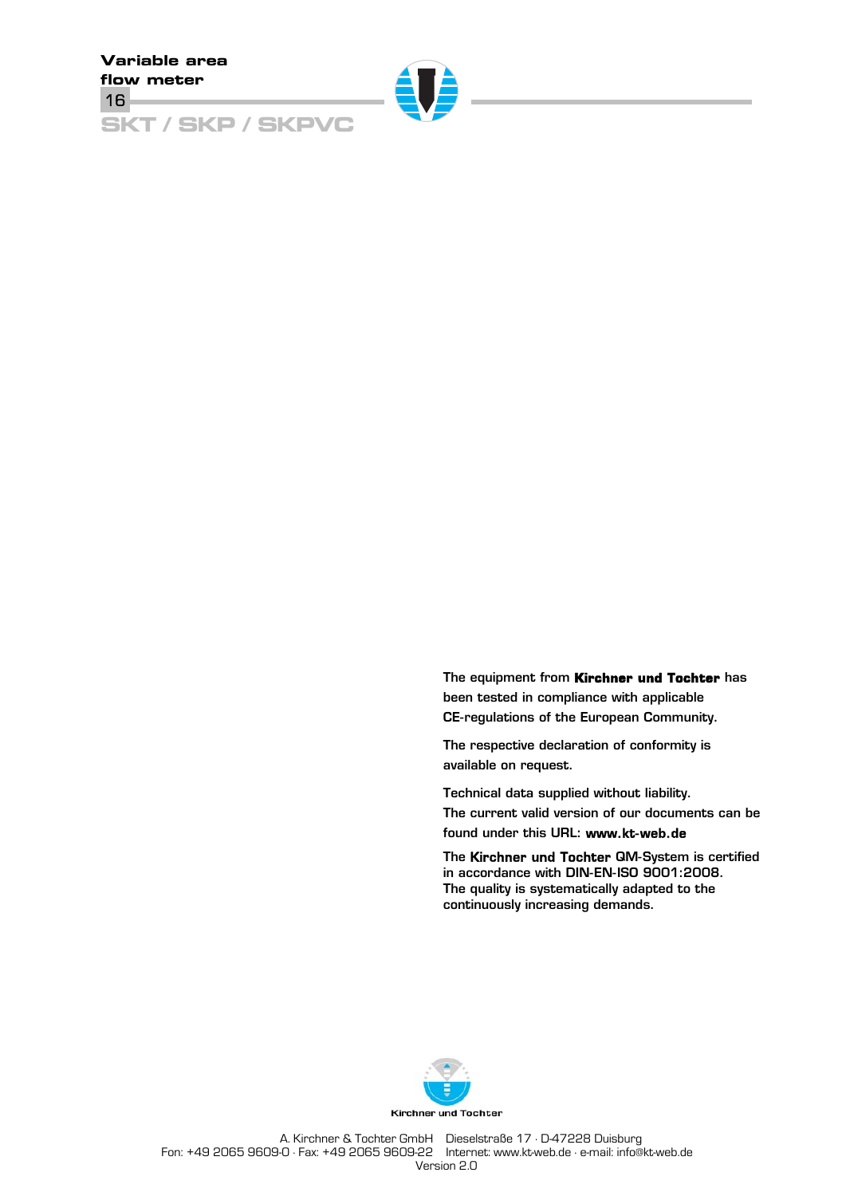The equipment from **Kirchner und Tochter** has been tested in compliance with applicable CE-regulations of the European Community.

The respective declaration of conformity is available on request.

Technical data supplied without liability.
The current valid version of our documents can be found under this URL: **www.kt-web.de**

The **Kirchner und Tochter** QM-System is certified in accordance with DIN-EN-ISO 9001:2008.
The quality is systematically adapted to the continuously increasing demands.

Kirchner und Tochter

A. Kirchner & Tochter GmbH   Dieselstraße 17 · D-47228 Duisburg
Fon: +49 2065 9609-0 · Fax: +49 2065 9609-22   Internet: www.kt-web.de · e-mail: info@kt-web.de
Version 2.0